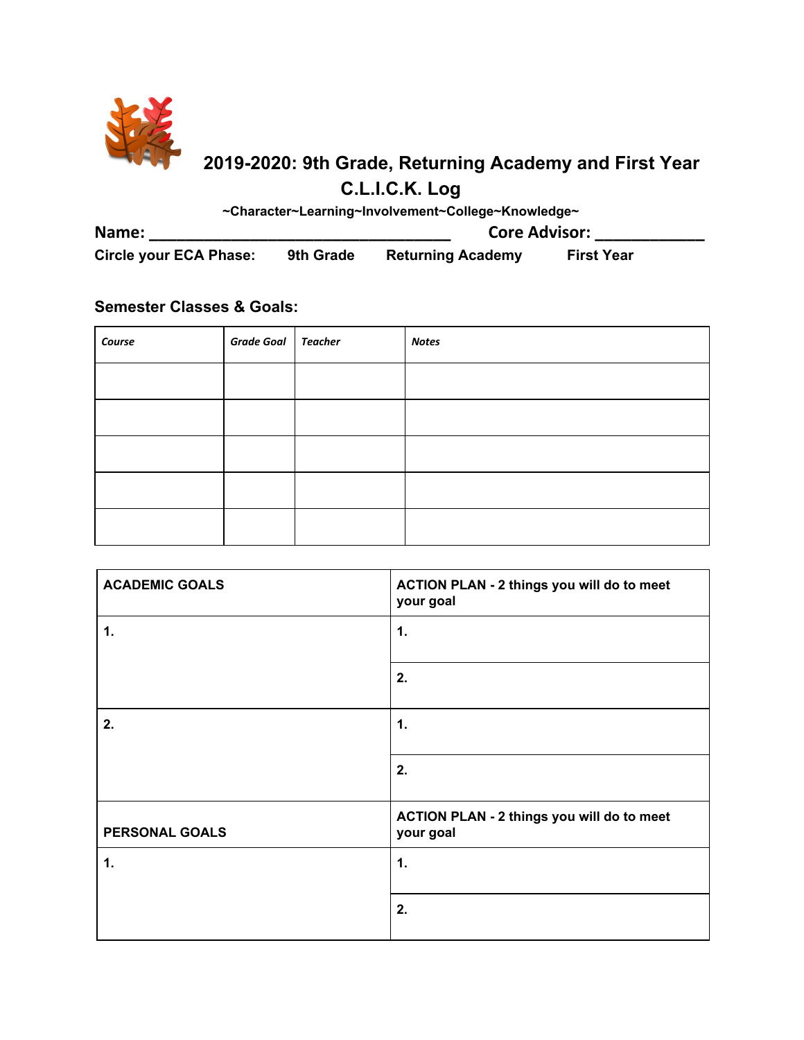# 2019-2020: 9th Grade, Returning Academy and First Year C.L.I.C.K. Log

~Character~Learning~Involvement~College~Knowledge~

**Name:** ___________________________________ **Core Advisor:** ____________

**Circle your ECA Phase:** 9th Grade Returning Academy First Year

### Semester Classes & Goals:

| *Course* | *Grade Goal* | *Teacher* | *Notes* |
|---|---|---|---|
| | | | |
| | | | |
| | | | |
| | | | |
| | | | |

| ACADEMIC GOALS | ACTION PLAN - 2 things you will do to meet your goal |
|---|---|
| 1. | 1. |
| | 2. |
| 2. | 1. |
| | 2. |
| PERSONAL GOALS | ACTION PLAN - 2 things you will do to meet your goal |
| 1. | 1. |
| | 2. |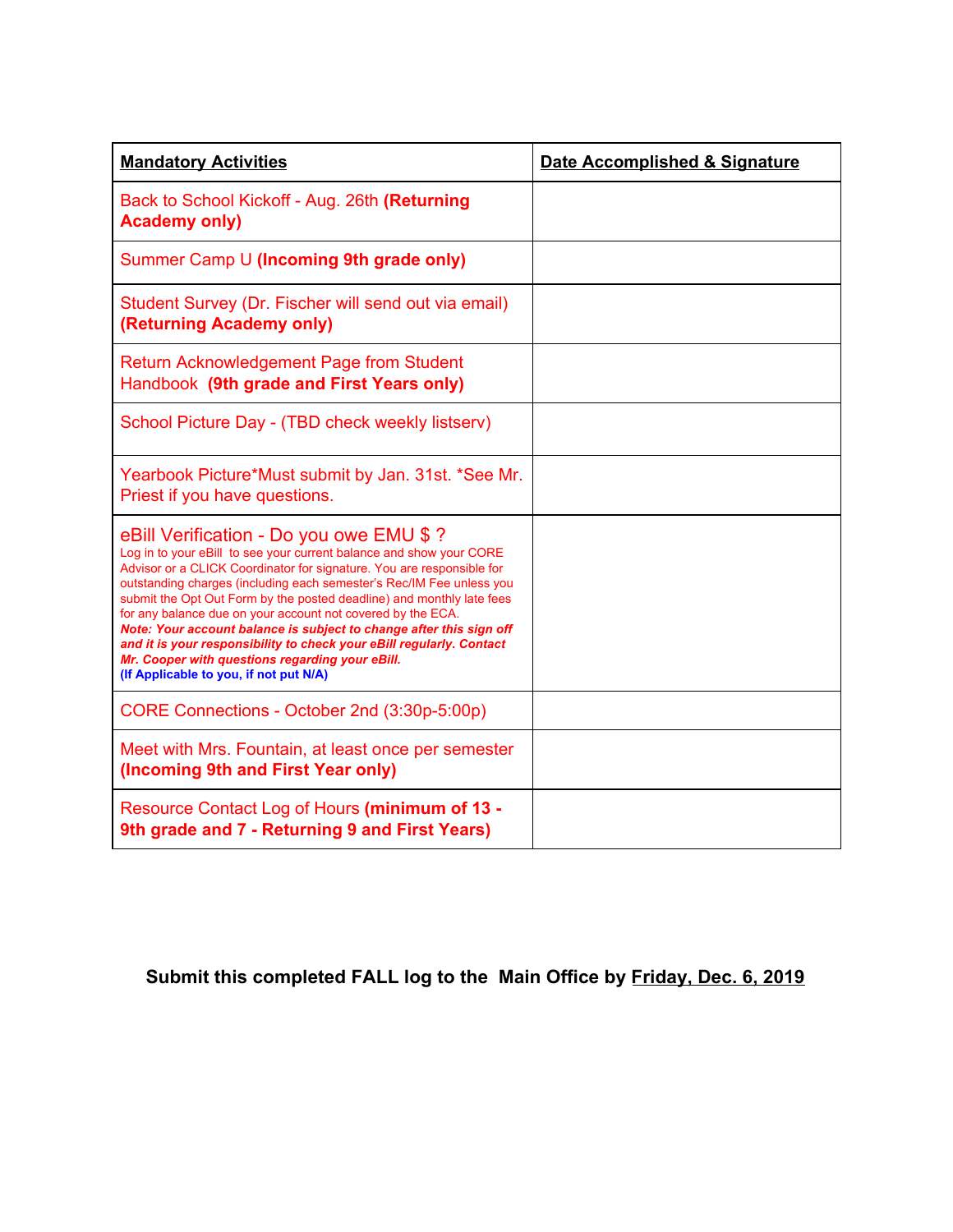| **Mandatory Activities** | **Date Accomplished & Signature** |
|---|---|
| Back to School Kickoff - Aug. 26th **(Returning Academy only)** | |
| Summer Camp U **(Incoming 9th grade only)** | |
| Student Survey (Dr. Fischer will send out via email) **(Returning Academy only)** | |
| Return Acknowledgement Page from Student Handbook **(9th grade and First Years only)** | |
| School Picture Day - (TBD check weekly listserv) | |
| Yearbook Picture*Must submit by Jan. 31st. *See Mr. Priest if you have questions. | |
| eBill Verification - Do you owe EMU $ ? Log in to your eBill to see your current balance and show your CORE Advisor or a CLICK Coordinator for signature. You are responsible for outstanding charges (including each semester's Rec/IM Fee unless you submit the Opt Out Form by the posted deadline) and monthly late fees for any balance due on your account not covered by the ECA. ***Note: Your account balance is subject to change after this sign off and it is your responsibility to check your eBill regularly. Contact Mr. Cooper with questions regarding your eBill.*** **(If Applicable to you, if not put N/A)** | |
| CORE Connections - October 2nd (3:30p-5:00p) | |
| Meet with Mrs. Fountain, at least once per semester **(Incoming 9th and First Year only)** | |
| Resource Contact Log of Hours **(minimum of 13 - 9th grade and 7 - Returning 9 and First Years)** | |

**Submit this completed FALL log to the Main Office by <u>Friday, Dec. 6, 2019</u>**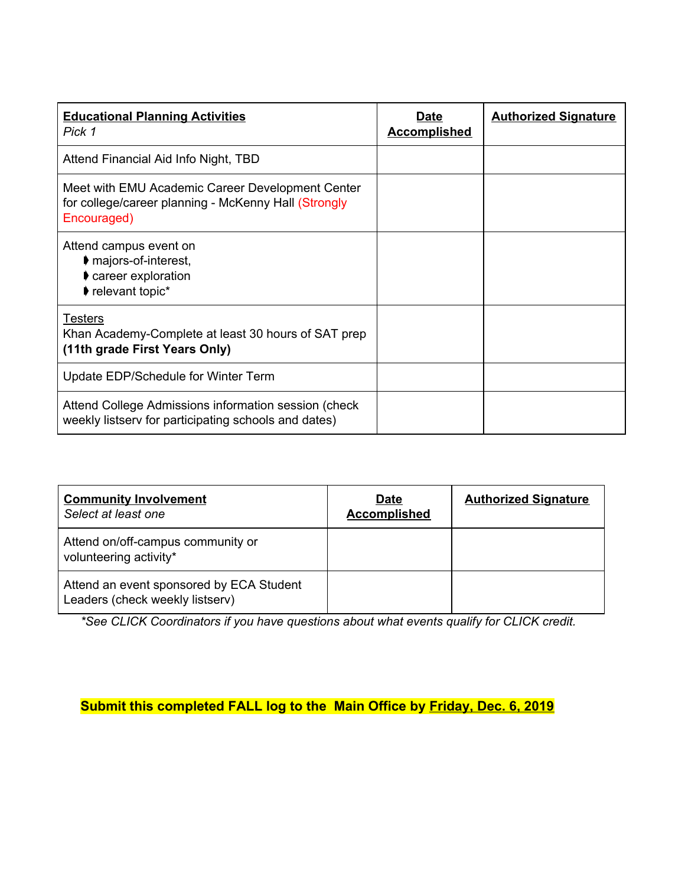| **Educational Planning Activities**<br>*Pick 1* | **Date Accomplished** | **Authorized Signature** |
|---|---|---|
| Attend Financial Aid Info Night, TBD | | |
| Meet with EMU Academic Career Development Center for college/career planning - McKenny Hall (Strongly Encouraged) | | |
| Attend campus event on<br>➧ majors-of-interest,<br>➧ career exploration<br>➧ relevant topic* | | |
| Testers<br>Khan Academy-Complete at least 30 hours of SAT prep **(11th grade First Years Only)** | | |
| Update EDP/Schedule for Winter Term | | |
| Attend College Admissions information session (check weekly listserv for participating schools and dates) | | |

| **Community Involvement**<br>*Select at least one* | **Date Accomplished** | **Authorized Signature** |
|---|---|---|
| Attend on/off-campus community or volunteering activity* | | |
| Attend an event sponsored by ECA Student Leaders (check weekly listserv) | | |

*\*See CLICK Coordinators if you have questions about what events qualify for CLICK credit.*

**Submit this completed FALL log to the Main Office by Friday, Dec. 6, 2019**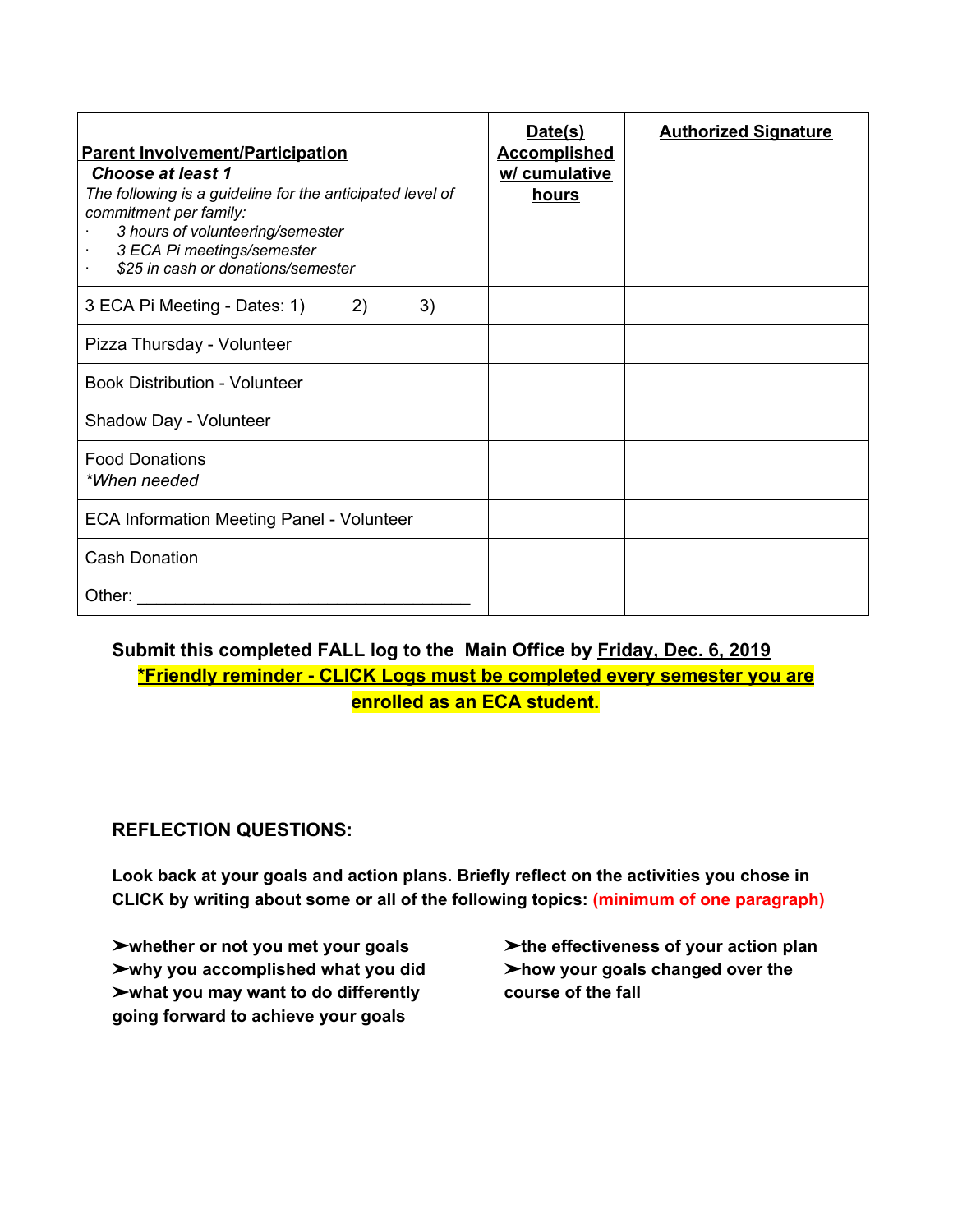| **Parent Involvement/Participation**<br>***Choose at least 1***<br>*The following is a guideline for the anticipated level of commitment per family:*<br>· *3 hours of volunteering/semester*<br>· *3 ECA Pi meetings/semester*<br>· *$25 in cash or donations/semester* | **Date(s) Accomplished w/ cumulative hours** | **Authorized Signature** |
|---|---|---|
| 3 ECA Pi Meeting - Dates: 1)          2)          3) | | |
| Pizza Thursday - Volunteer | | |
| Book Distribution - Volunteer | | |
| Shadow Day - Volunteer | | |
| Food Donations<br>*\*When needed* | | |
| ECA Information Meeting Panel - Volunteer | | |
| Cash Donation | | |
| Other: ___________________________________ | | |

**Submit this completed FALL log to the Main Office by Friday, Dec. 6, 2019**

**\*Friendly reminder - CLICK Logs must be completed every semester you are enrolled as an ECA student.**

**REFLECTION QUESTIONS:**

**Look back at your goals and action plans. Briefly reflect on the activities you chose in CLICK by writing about some or all of the following topics: (minimum of one paragraph)**

- **whether or not you met your goals**
- **why you accomplished what you did**
- **what you may want to do differently going forward to achieve your goals**
- **the effectiveness of your action plan**
- **how your goals changed over the course of the fall**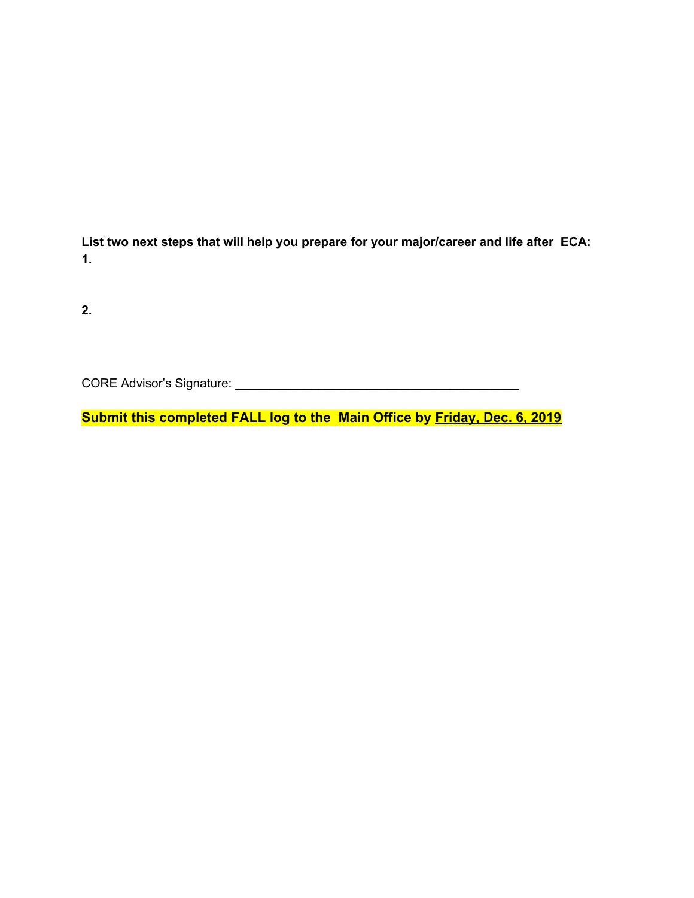**List two next steps that will help you prepare for your major/career and life after ECA:**

**1.**

**2.**

CORE Advisor's Signature: ________________________________________

**Submit this completed FALL log to the Main Office by <u>Friday, Dec. 6, 2019</u>**